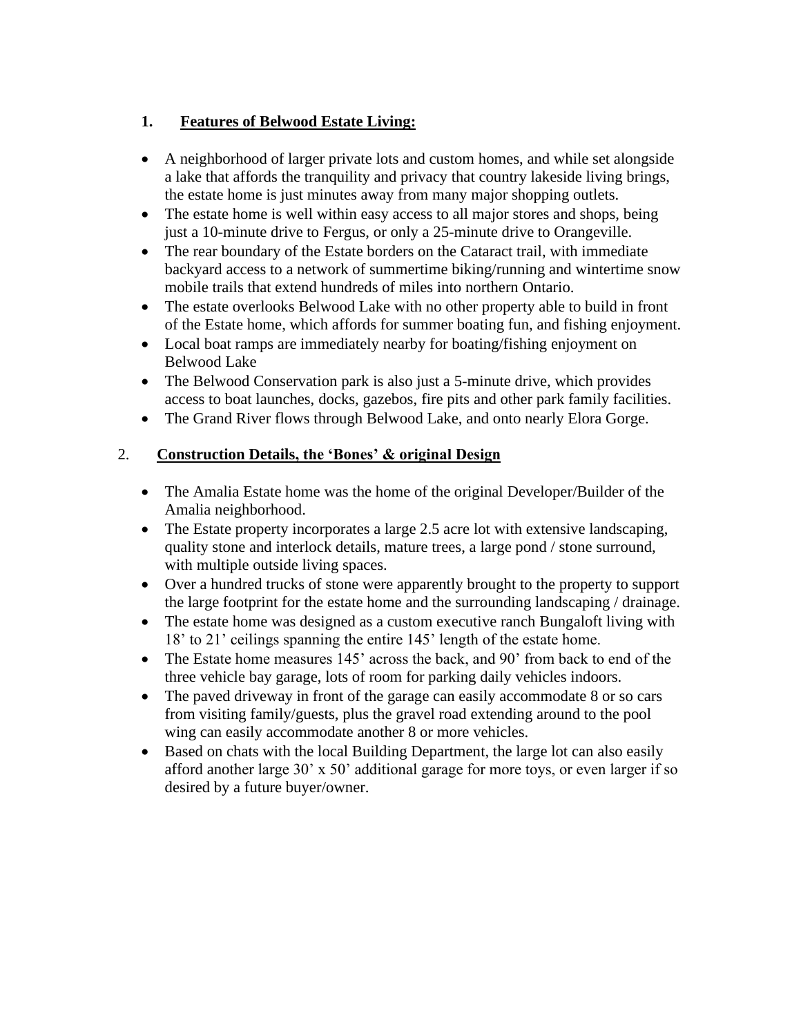1. **<u>Features of Belwood Estate Living:</u>**

- A neighborhood of larger private lots and custom homes, and while set alongside a lake that affords the tranquility and privacy that country lakeside living brings, the estate home is just minutes away from many major shopping outlets.
- The estate home is well within easy access to all major stores and shops, being just a 10-minute drive to Fergus, or only a 25-minute drive to Orangeville.
- The rear boundary of the Estate borders on the Cataract trail, with immediate backyard access to a network of summertime biking/running and wintertime snow mobile trails that extend hundreds of miles into northern Ontario.
- The estate overlooks Belwood Lake with no other property able to build in front of the Estate home, which affords for summer boating fun, and fishing enjoyment.
- Local boat ramps are immediately nearby for boating/fishing enjoyment on Belwood Lake
- The Belwood Conservation park is also just a 5-minute drive, which provides access to boat launches, docks, gazebos, fire pits and other park family facilities.
- The Grand River flows through Belwood Lake, and onto nearly Elora Gorge.

2. **<u>Construction Details, the 'Bones' & original Design</u>**

- The Amalia Estate home was the home of the original Developer/Builder of the Amalia neighborhood.
- The Estate property incorporates a large 2.5 acre lot with extensive landscaping, quality stone and interlock details, mature trees, a large pond / stone surround, with multiple outside living spaces.
- Over a hundred trucks of stone were apparently brought to the property to support the large footprint for the estate home and the surrounding landscaping / drainage.
- The estate home was designed as a custom executive ranch Bungaloft living with 18' to 21' ceilings spanning the entire 145' length of the estate home.
- The Estate home measures 145' across the back, and 90' from back to end of the three vehicle bay garage, lots of room for parking daily vehicles indoors.
- The paved driveway in front of the garage can easily accommodate 8 or so cars from visiting family/guests, plus the gravel road extending around to the pool wing can easily accommodate another 8 or more vehicles.
- Based on chats with the local Building Department, the large lot can also easily afford another large 30' x 50' additional garage for more toys, or even larger if so desired by a future buyer/owner.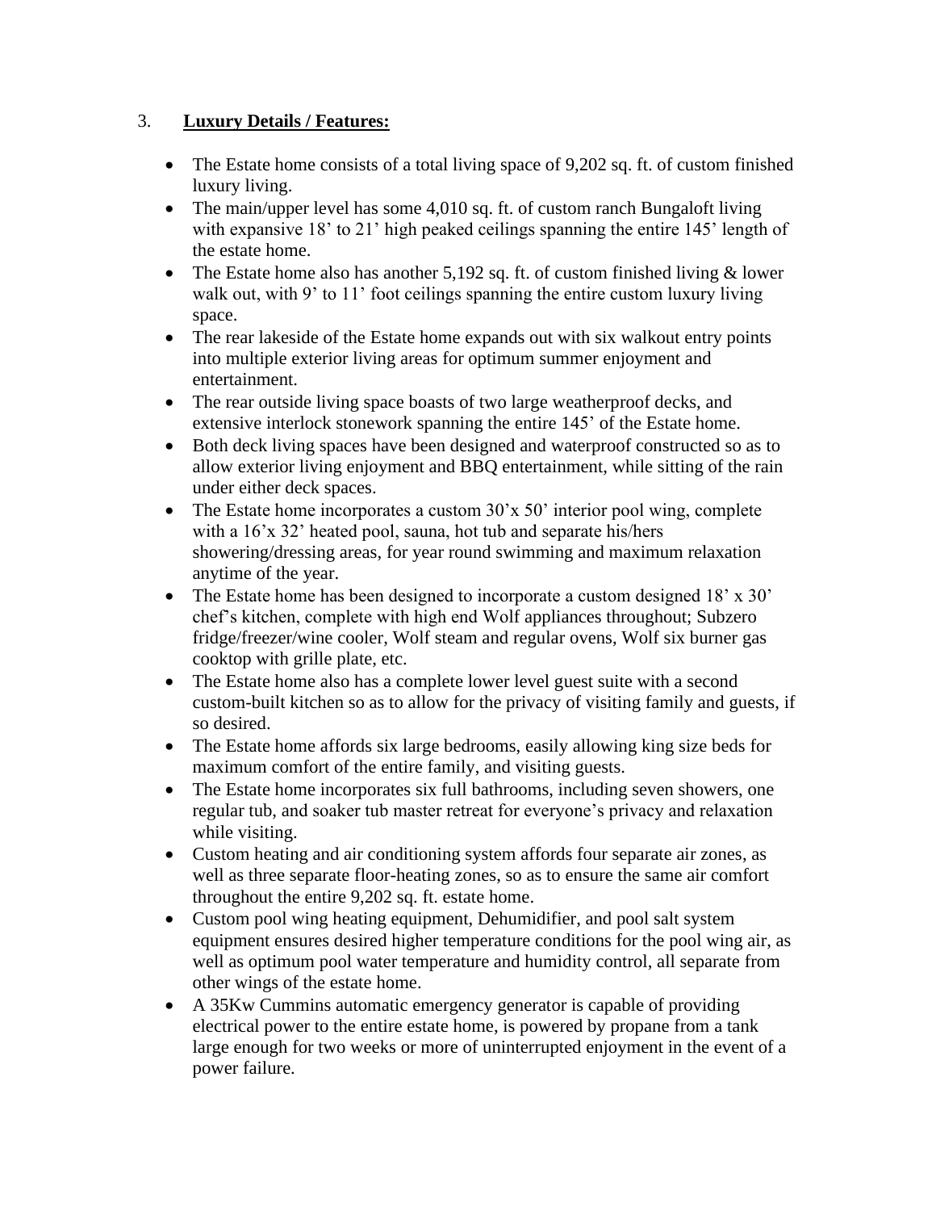3. **Luxury Details / Features:**

- The Estate home consists of a total living space of 9,202 sq. ft. of custom finished luxury living.
- The main/upper level has some 4,010 sq. ft. of custom ranch Bungaloft living with expansive 18' to 21' high peaked ceilings spanning the entire 145' length of the estate home.
- The Estate home also has another 5,192 sq. ft. of custom finished living & lower walk out, with 9' to 11' foot ceilings spanning the entire custom luxury living space.
- The rear lakeside of the Estate home expands out with six walkout entry points into multiple exterior living areas for optimum summer enjoyment and entertainment.
- The rear outside living space boasts of two large weatherproof decks, and extensive interlock stonework spanning the entire 145' of the Estate home.
- Both deck living spaces have been designed and waterproof constructed so as to allow exterior living enjoyment and BBQ entertainment, while sitting of the rain under either deck spaces.
- The Estate home incorporates a custom 30'x 50' interior pool wing, complete with a 16'x 32' heated pool, sauna, hot tub and separate his/hers showering/dressing areas, for year round swimming and maximum relaxation anytime of the year.
- The Estate home has been designed to incorporate a custom designed 18' x 30' chef's kitchen, complete with high end Wolf appliances throughout; Subzero fridge/freezer/wine cooler, Wolf steam and regular ovens, Wolf six burner gas cooktop with grille plate, etc.
- The Estate home also has a complete lower level guest suite with a second custom-built kitchen so as to allow for the privacy of visiting family and guests, if so desired.
- The Estate home affords six large bedrooms, easily allowing king size beds for maximum comfort of the entire family, and visiting guests.
- The Estate home incorporates six full bathrooms, including seven showers, one regular tub, and soaker tub master retreat for everyone's privacy and relaxation while visiting.
- Custom heating and air conditioning system affords four separate air zones, as well as three separate floor-heating zones, so as to ensure the same air comfort throughout the entire 9,202 sq. ft. estate home.
- Custom pool wing heating equipment, Dehumidifier, and pool salt system equipment ensures desired higher temperature conditions for the pool wing air, as well as optimum pool water temperature and humidity control, all separate from other wings of the estate home.
- A 35Kw Cummins automatic emergency generator is capable of providing electrical power to the entire estate home, is powered by propane from a tank large enough for two weeks or more of uninterrupted enjoyment in the event of a power failure.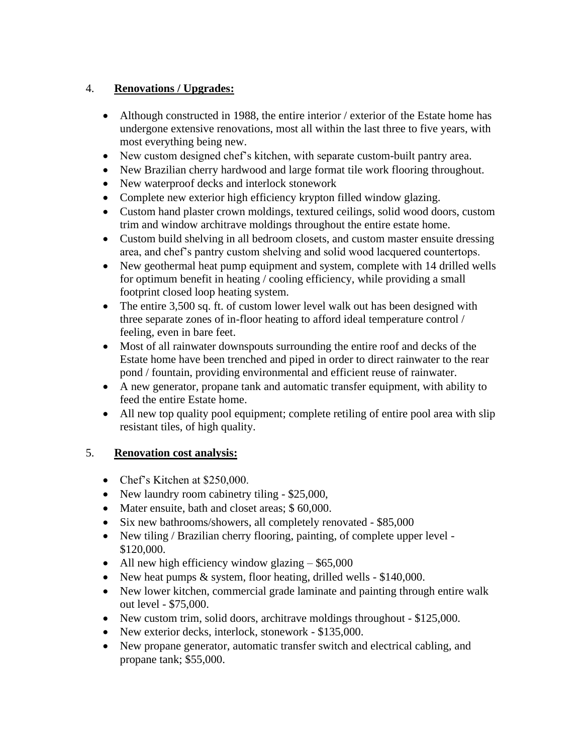4. **Renovations / Upgrades:**

- Although constructed in 1988, the entire interior / exterior of the Estate home has undergone extensive renovations, most all within the last three to five years, with most everything being new.
- New custom designed chef's kitchen, with separate custom-built pantry area.
- New Brazilian cherry hardwood and large format tile work flooring throughout.
- New waterproof decks and interlock stonework
- Complete new exterior high efficiency krypton filled window glazing.
- Custom hand plaster crown moldings, textured ceilings, solid wood doors, custom trim and window architrave moldings throughout the entire estate home.
- Custom build shelving in all bedroom closets, and custom master ensuite dressing area, and chef's pantry custom shelving and solid wood lacquered countertops.
- New geothermal heat pump equipment and system, complete with 14 drilled wells for optimum benefit in heating / cooling efficiency, while providing a small footprint closed loop heating system.
- The entire 3,500 sq. ft. of custom lower level walk out has been designed with three separate zones of in-floor heating to afford ideal temperature control / feeling, even in bare feet.
- Most of all rainwater downspouts surrounding the entire roof and decks of the Estate home have been trenched and piped in order to direct rainwater to the rear pond / fountain, providing environmental and efficient reuse of rainwater.
- A new generator, propane tank and automatic transfer equipment, with ability to feed the entire Estate home.
- All new top quality pool equipment; complete retiling of entire pool area with slip resistant tiles, of high quality.

5. **Renovation cost analysis:**

- Chef's Kitchen at $250,000.
- New laundry room cabinetry tiling - $25,000,
- Mater ensuite, bath and closet areas; $ 60,000.
- Six new bathrooms/showers, all completely renovated - $85,000
- New tiling / Brazilian cherry flooring, painting, of complete upper level - $120,000.
- All new high efficiency window glazing – $65,000
- New heat pumps & system, floor heating, drilled wells - $140,000.
- New lower kitchen, commercial grade laminate and painting through entire walk out level - $75,000.
- New custom trim, solid doors, architrave moldings throughout - $125,000.
- New exterior decks, interlock, stonework - $135,000.
- New propane generator, automatic transfer switch and electrical cabling, and propane tank; $55,000.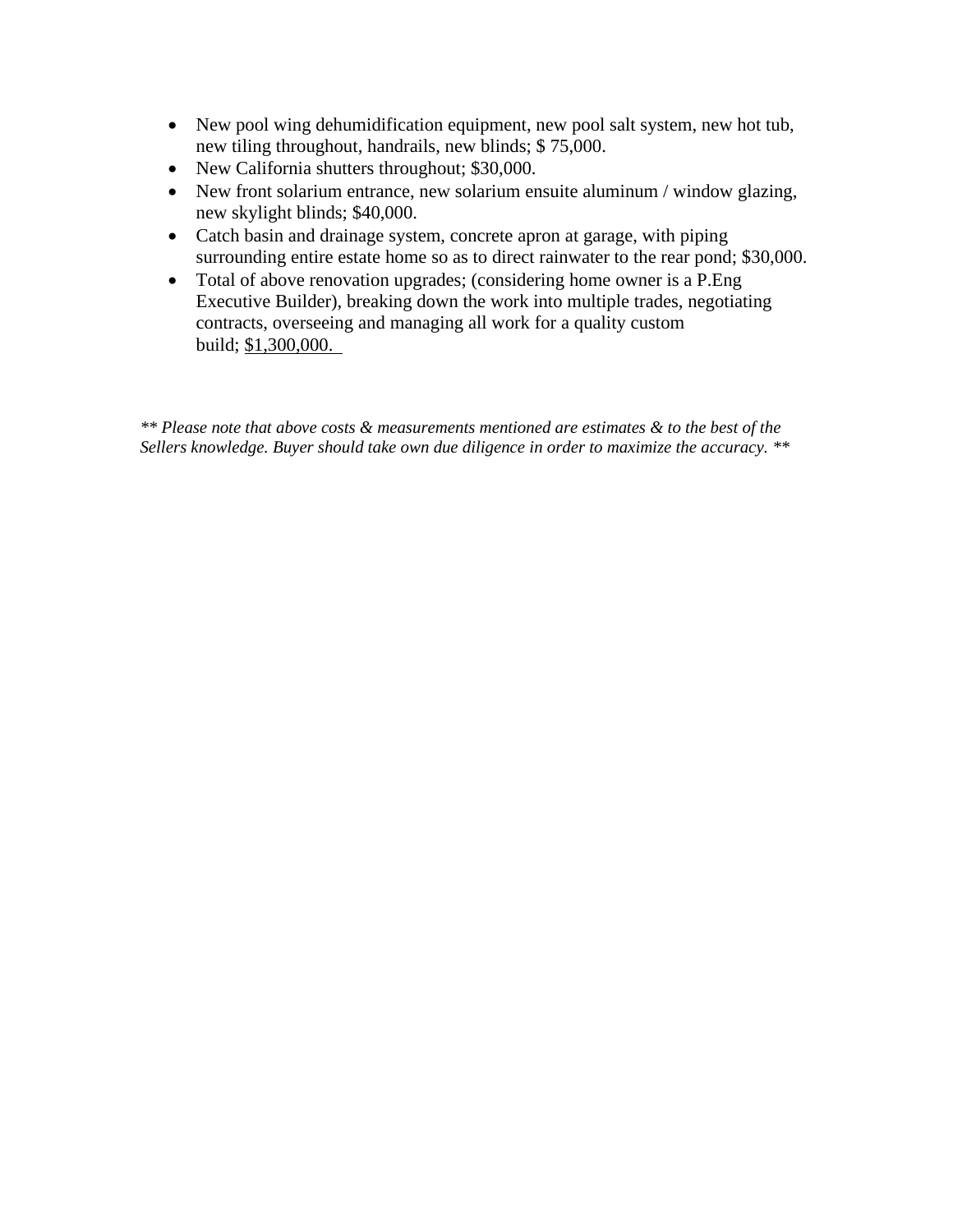- New pool wing dehumidification equipment, new pool salt system, new hot tub, new tiling throughout, handrails, new blinds; $ 75,000.
- New California shutters throughout; $30,000.
- New front solarium entrance, new solarium ensuite aluminum / window glazing, new skylight blinds; $40,000.
- Catch basin and drainage system, concrete apron at garage, with piping surrounding entire estate home so as to direct rainwater to the rear pond; $30,000.
- Total of above renovation upgrades; (considering home owner is a P.Eng Executive Builder), breaking down the work into multiple trades, negotiating contracts, overseeing and managing all work for a quality custom build; $1,300,000.

*** Please note that above costs & measurements mentioned are estimates & to the best of the Sellers knowledge. Buyer should take own due diligence in order to maximize the accuracy. ***